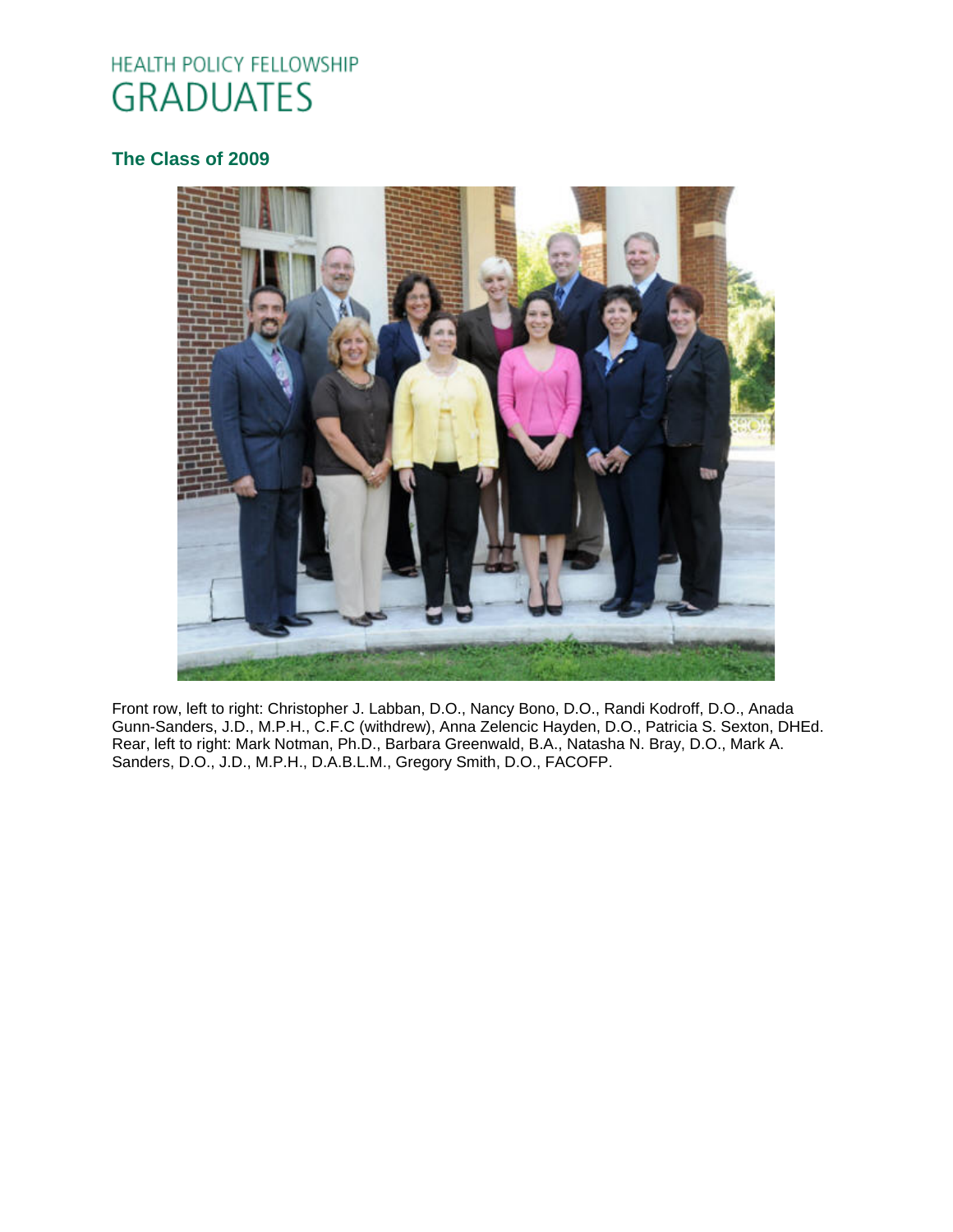# HEALTH POLICY FELLOWSHIP GRADUATES

## The Class of 2009

Front row, left to right: Christopher J. Labban, D.O., Nancy Bono, D.O., Randi Kodroff, D.O., Anada Gunn-Sanders, J.D., M.P.H., C.F.C (withdrew), Anna Zelencic Hayden, D.O., Patricia S. Sexton, DHEd. Rear, left to right: Mark Notman, Ph.D., Barbara Greenwald, B.A., Natasha N. Bray, D.O., Mark A. Sanders, D.O., J.D., M.P.H., D.A.B.L.M., Gregory Smith, D.O., FACOFP.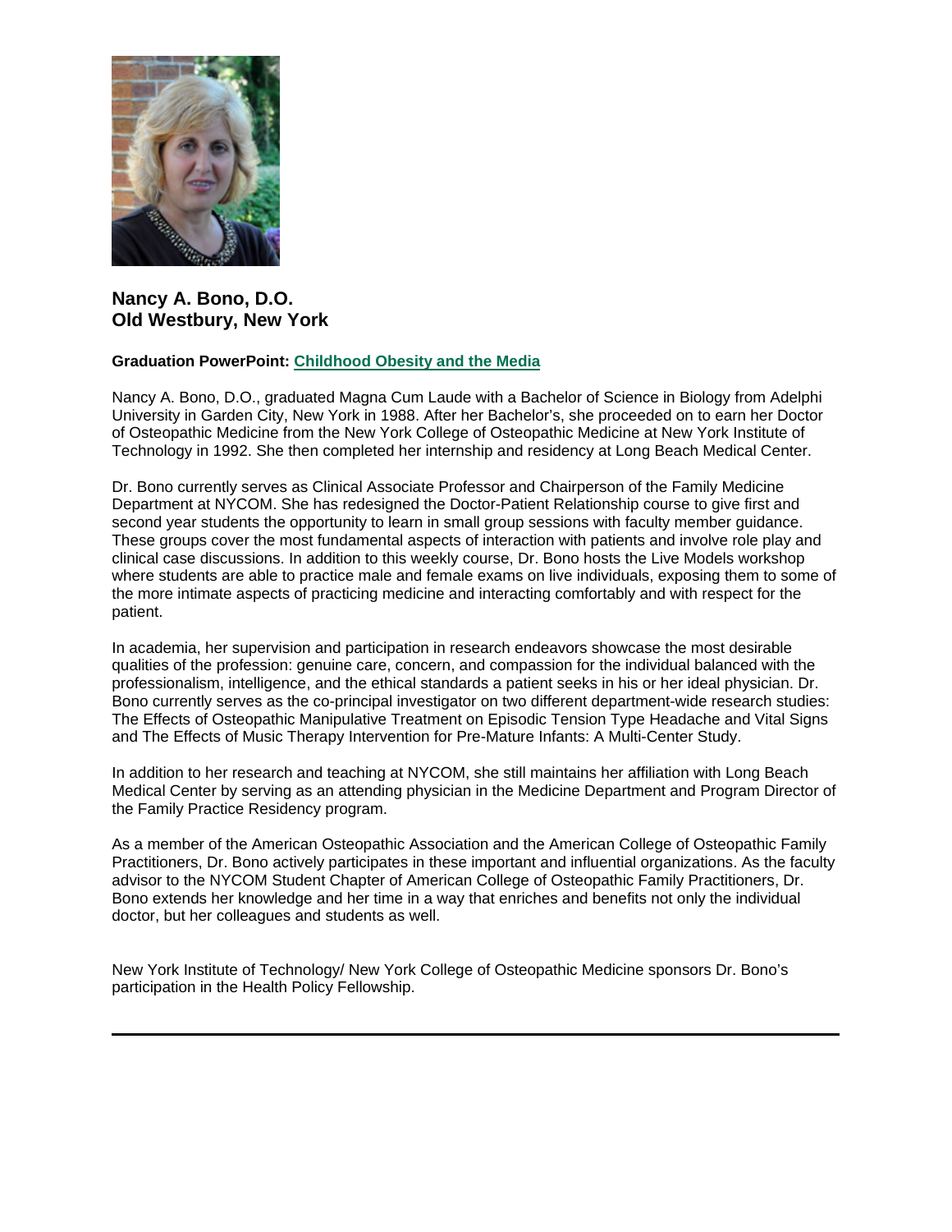## Nancy A. Bono, D.O.
## Old Westbury, New York

**Graduation PowerPoint: Childhood Obesity and the Media**

Nancy A. Bono, D.O., graduated Magna Cum Laude with a Bachelor of Science in Biology from Adelphi University in Garden City, New York in 1988. After her Bachelor's, she proceeded on to earn her Doctor of Osteopathic Medicine from the New York College of Osteopathic Medicine at New York Institute of Technology in 1992. She then completed her internship and residency at Long Beach Medical Center.

Dr. Bono currently serves as Clinical Associate Professor and Chairperson of the Family Medicine Department at NYCOM. She has redesigned the Doctor-Patient Relationship course to give first and second year students the opportunity to learn in small group sessions with faculty member guidance. These groups cover the most fundamental aspects of interaction with patients and involve role play and clinical case discussions. In addition to this weekly course, Dr. Bono hosts the Live Models workshop where students are able to practice male and female exams on live individuals, exposing them to some of the more intimate aspects of practicing medicine and interacting comfortably and with respect for the patient.

In academia, her supervision and participation in research endeavors showcase the most desirable qualities of the profession: genuine care, concern, and compassion for the individual balanced with the professionalism, intelligence, and the ethical standards a patient seeks in his or her ideal physician. Dr. Bono currently serves as the co-principal investigator on two different department-wide research studies: The Effects of Osteopathic Manipulative Treatment on Episodic Tension Type Headache and Vital Signs and The Effects of Music Therapy Intervention for Pre-Mature Infants: A Multi-Center Study.

In addition to her research and teaching at NYCOM, she still maintains her affiliation with Long Beach Medical Center by serving as an attending physician in the Medicine Department and Program Director of the Family Practice Residency program.

As a member of the American Osteopathic Association and the American College of Osteopathic Family Practitioners, Dr. Bono actively participates in these important and influential organizations. As the faculty advisor to the NYCOM Student Chapter of American College of Osteopathic Family Practitioners, Dr. Bono extends her knowledge and her time in a way that enriches and benefits not only the individual doctor, but her colleagues and students as well.

New York Institute of Technology/ New York College of Osteopathic Medicine sponsors Dr. Bono's participation in the Health Policy Fellowship.

---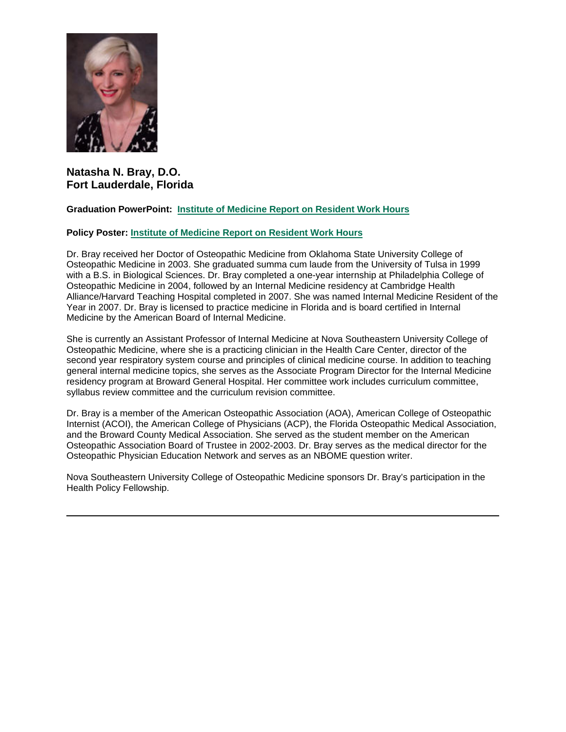## Natasha N. Bray, D.O.
## Fort Lauderdale, Florida

**Graduation PowerPoint:** **Institute of Medicine Report on Resident Work Hours**

**Policy Poster:** **Institute of Medicine Report on Resident Work Hours**

Dr. Bray received her Doctor of Osteopathic Medicine from Oklahoma State University College of Osteopathic Medicine in 2003. She graduated summa cum laude from the University of Tulsa in 1999 with a B.S. in Biological Sciences. Dr. Bray completed a one-year internship at Philadelphia College of Osteopathic Medicine in 2004, followed by an Internal Medicine residency at Cambridge Health Alliance/Harvard Teaching Hospital completed in 2007. She was named Internal Medicine Resident of the Year in 2007. Dr. Bray is licensed to practice medicine in Florida and is board certified in Internal Medicine by the American Board of Internal Medicine.

She is currently an Assistant Professor of Internal Medicine at Nova Southeastern University College of Osteopathic Medicine, where she is a practicing clinician in the Health Care Center, director of the second year respiratory system course and principles of clinical medicine course. In addition to teaching general internal medicine topics, she serves as the Associate Program Director for the Internal Medicine residency program at Broward General Hospital. Her committee work includes curriculum committee, syllabus review committee and the curriculum revision committee.

Dr. Bray is a member of the American Osteopathic Association (AOA), American College of Osteopathic Internist (ACOI), the American College of Physicians (ACP), the Florida Osteopathic Medical Association, and the Broward County Medical Association. She served as the student member on the American Osteopathic Association Board of Trustee in 2002-2003. Dr. Bray serves as the medical director for the Osteopathic Physician Education Network and serves as an NBOME question writer.

Nova Southeastern University College of Osteopathic Medicine sponsors Dr. Bray's participation in the Health Policy Fellowship.

---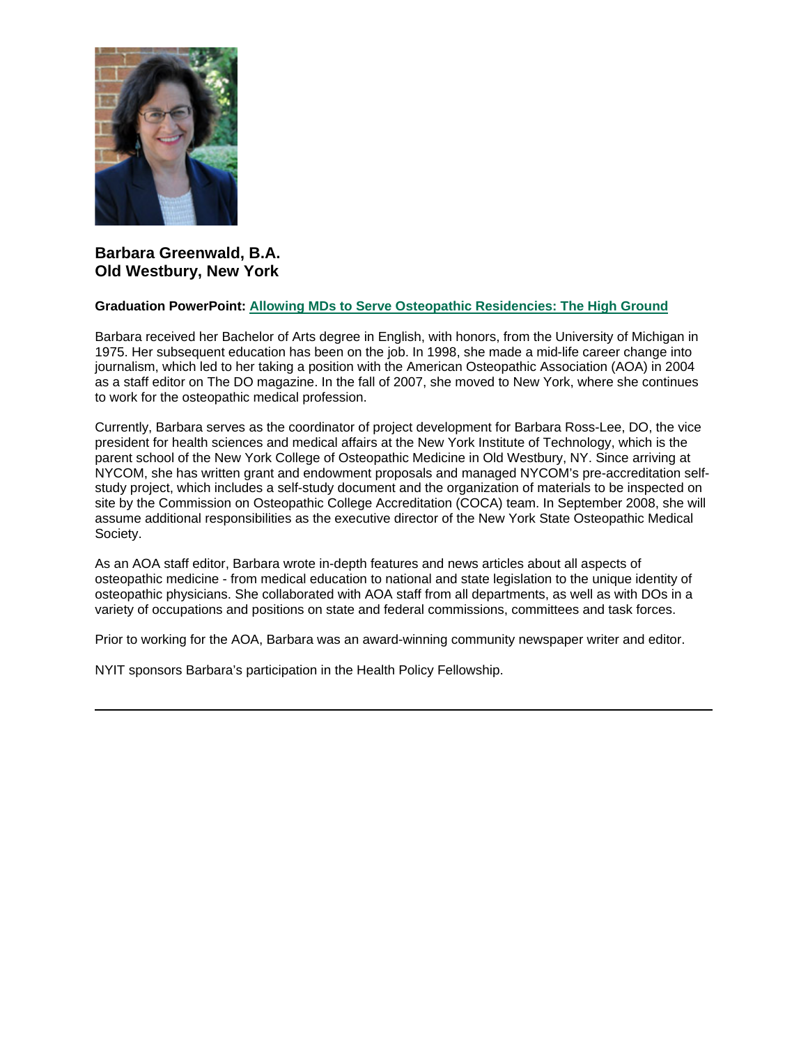**Barbara Greenwald, B.A.**
**Old Westbury, New York**

**Graduation PowerPoint: Allowing MDs to Serve Osteopathic Residencies: The High Ground**

Barbara received her Bachelor of Arts degree in English, with honors, from the University of Michigan in 1975. Her subsequent education has been on the job. In 1998, she made a mid-life career change into journalism, which led to her taking a position with the American Osteopathic Association (AOA) in 2004 as a staff editor on The DO magazine. In the fall of 2007, she moved to New York, where she continues to work for the osteopathic medical profession.

Currently, Barbara serves as the coordinator of project development for Barbara Ross-Lee, DO, the vice president for health sciences and medical affairs at the New York Institute of Technology, which is the parent school of the New York College of Osteopathic Medicine in Old Westbury, NY. Since arriving at NYCOM, she has written grant and endowment proposals and managed NYCOM's pre-accreditation self-study project, which includes a self-study document and the organization of materials to be inspected on site by the Commission on Osteopathic College Accreditation (COCA) team. In September 2008, she will assume additional responsibilities as the executive director of the New York State Osteopathic Medical Society.

As an AOA staff editor, Barbara wrote in-depth features and news articles about all aspects of osteopathic medicine - from medical education to national and state legislation to the unique identity of osteopathic physicians. She collaborated with AOA staff from all departments, as well as with DOs in a variety of occupations and positions on state and federal commissions, committees and task forces.

Prior to working for the AOA, Barbara was an award-winning community newspaper writer and editor.

NYIT sponsors Barbara's participation in the Health Policy Fellowship.

---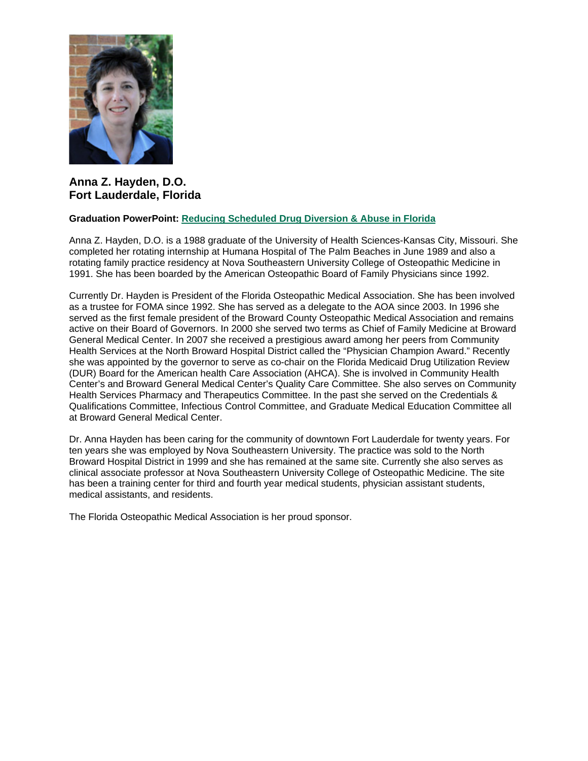**Anna Z. Hayden, D.O.**
**Fort Lauderdale, Florida**

**Graduation PowerPoint:** Reducing Scheduled Drug Diversion & Abuse in Florida

Anna Z. Hayden, D.O. is a 1988 graduate of the University of Health Sciences-Kansas City, Missouri. She completed her rotating internship at Humana Hospital of The Palm Beaches in June 1989 and also a rotating family practice residency at Nova Southeastern University College of Osteopathic Medicine in 1991. She has been boarded by the American Osteopathic Board of Family Physicians since 1992.

Currently Dr. Hayden is President of the Florida Osteopathic Medical Association. She has been involved as a trustee for FOMA since 1992. She has served as a delegate to the AOA since 2003. In 1996 she served as the first female president of the Broward County Osteopathic Medical Association and remains active on their Board of Governors. In 2000 she served two terms as Chief of Family Medicine at Broward General Medical Center. In 2007 she received a prestigious award among her peers from Community Health Services at the North Broward Hospital District called the "Physician Champion Award." Recently she was appointed by the governor to serve as co-chair on the Florida Medicaid Drug Utilization Review (DUR) Board for the American health Care Association (AHCA). She is involved in Community Health Center's and Broward General Medical Center's Quality Care Committee. She also serves on Community Health Services Pharmacy and Therapeutics Committee. In the past she served on the Credentials & Qualifications Committee, Infectious Control Committee, and Graduate Medical Education Committee all at Broward General Medical Center.

Dr. Anna Hayden has been caring for the community of downtown Fort Lauderdale for twenty years. For ten years she was employed by Nova Southeastern University. The practice was sold to the North Broward Hospital District in 1999 and she has remained at the same site. Currently she also serves as clinical associate professor at Nova Southeastern University College of Osteopathic Medicine. The site has been a training center for third and fourth year medical students, physician assistant students, medical assistants, and residents.

The Florida Osteopathic Medical Association is her proud sponsor.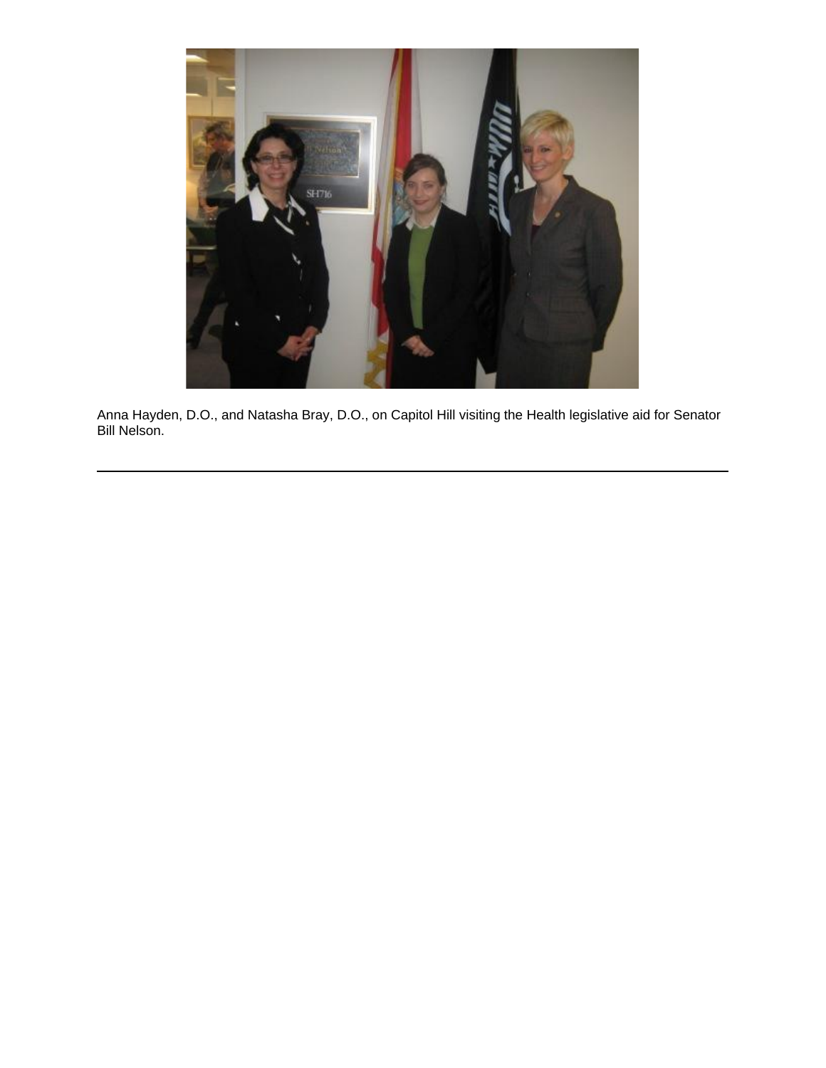Anna Hayden, D.O., and Natasha Bray, D.O., on Capitol Hill visiting the Health legislative aid for Senator Bill Nelson.

---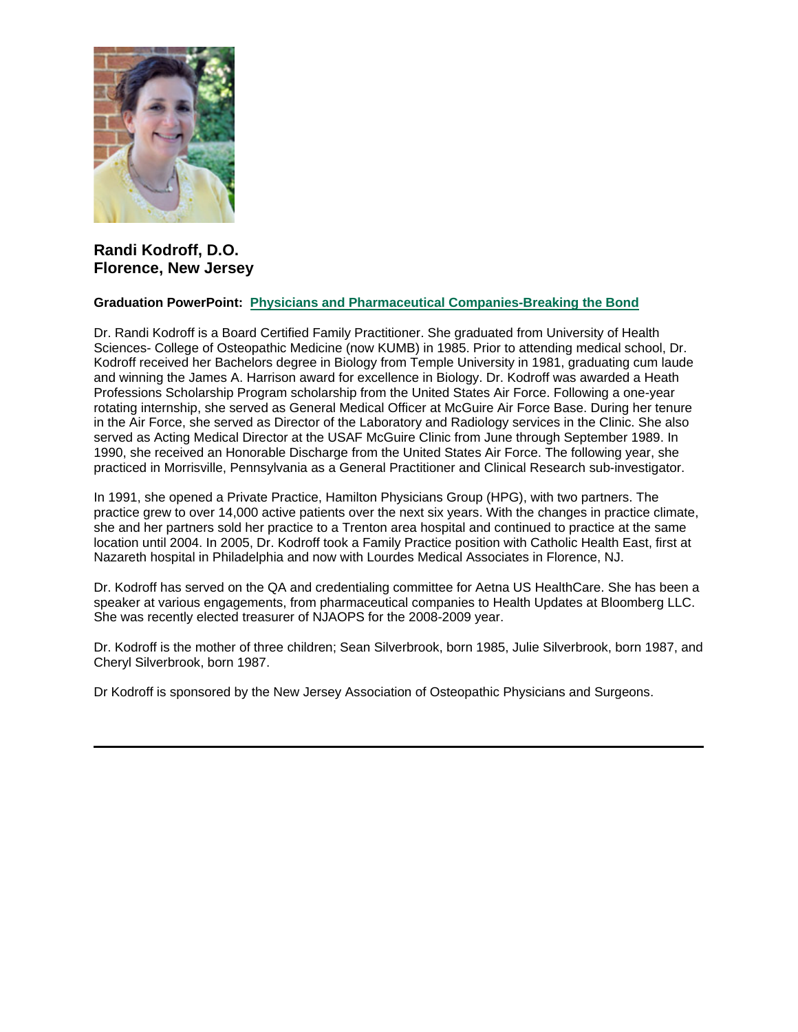**Randi Kodroff, D.O.**
**Florence, New Jersey**

**Graduation PowerPoint:** **Physicians and Pharmaceutical Companies-Breaking the Bond**

Dr. Randi Kodroff is a Board Certified Family Practitioner. She graduated from University of Health Sciences- College of Osteopathic Medicine (now KUMB) in 1985. Prior to attending medical school, Dr. Kodroff received her Bachelors degree in Biology from Temple University in 1981, graduating cum laude and winning the James A. Harrison award for excellence in Biology. Dr. Kodroff was awarded a Heath Professions Scholarship Program scholarship from the United States Air Force. Following a one-year rotating internship, she served as General Medical Officer at McGuire Air Force Base. During her tenure in the Air Force, she served as Director of the Laboratory and Radiology services in the Clinic. She also served as Acting Medical Director at the USAF McGuire Clinic from June through September 1989. In 1990, she received an Honorable Discharge from the United States Air Force. The following year, she practiced in Morrisville, Pennsylvania as a General Practitioner and Clinical Research sub-investigator.

In 1991, she opened a Private Practice, Hamilton Physicians Group (HPG), with two partners. The practice grew to over 14,000 active patients over the next six years. With the changes in practice climate, she and her partners sold her practice to a Trenton area hospital and continued to practice at the same location until 2004. In 2005, Dr. Kodroff took a Family Practice position with Catholic Health East, first at Nazareth hospital in Philadelphia and now with Lourdes Medical Associates in Florence, NJ.

Dr. Kodroff has served on the QA and credentialing committee for Aetna US HealthCare. She has been a speaker at various engagements, from pharmaceutical companies to Health Updates at Bloomberg LLC. She was recently elected treasurer of NJAOPS for the 2008-2009 year.

Dr. Kodroff is the mother of three children; Sean Silverbrook, born 1985, Julie Silverbrook, born 1987, and Cheryl Silverbrook, born 1987.

Dr Kodroff is sponsored by the New Jersey Association of Osteopathic Physicians and Surgeons.

---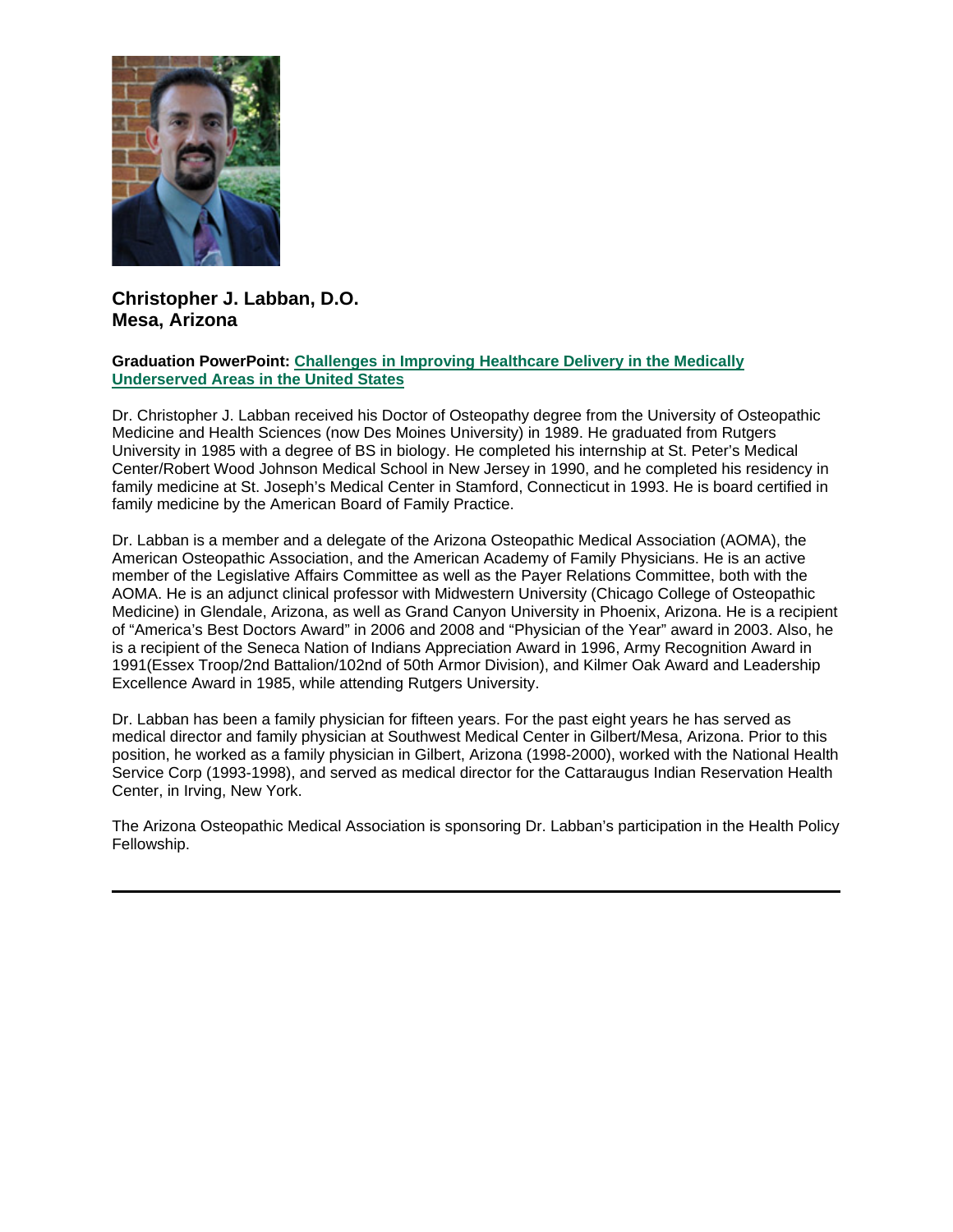**Christopher J. Labban, D.O.**
**Mesa, Arizona**

**Graduation PowerPoint:** **Challenges in Improving Healthcare Delivery in the Medically Underserved Areas in the United States**

Dr. Christopher J. Labban received his Doctor of Osteopathy degree from the University of Osteopathic Medicine and Health Sciences (now Des Moines University) in 1989. He graduated from Rutgers University in 1985 with a degree of BS in biology. He completed his internship at St. Peter's Medical Center/Robert Wood Johnson Medical School in New Jersey in 1990, and he completed his residency in family medicine at St. Joseph's Medical Center in Stamford, Connecticut in 1993. He is board certified in family medicine by the American Board of Family Practice.

Dr. Labban is a member and a delegate of the Arizona Osteopathic Medical Association (AOMA), the American Osteopathic Association, and the American Academy of Family Physicians. He is an active member of the Legislative Affairs Committee as well as the Payer Relations Committee, both with the AOMA. He is an adjunct clinical professor with Midwestern University (Chicago College of Osteopathic Medicine) in Glendale, Arizona, as well as Grand Canyon University in Phoenix, Arizona. He is a recipient of "America's Best Doctors Award" in 2006 and 2008 and "Physician of the Year" award in 2003. Also, he is a recipient of the Seneca Nation of Indians Appreciation Award in 1996, Army Recognition Award in 1991(Essex Troop/2nd Battalion/102nd of 50th Armor Division), and Kilmer Oak Award and Leadership Excellence Award in 1985, while attending Rutgers University.

Dr. Labban has been a family physician for fifteen years. For the past eight years he has served as medical director and family physician at Southwest Medical Center in Gilbert/Mesa, Arizona. Prior to this position, he worked as a family physician in Gilbert, Arizona (1998-2000), worked with the National Health Service Corp (1993-1998), and served as medical director for the Cattaraugus Indian Reservation Health Center, in Irving, New York.

The Arizona Osteopathic Medical Association is sponsoring Dr. Labban's participation in the Health Policy Fellowship.

---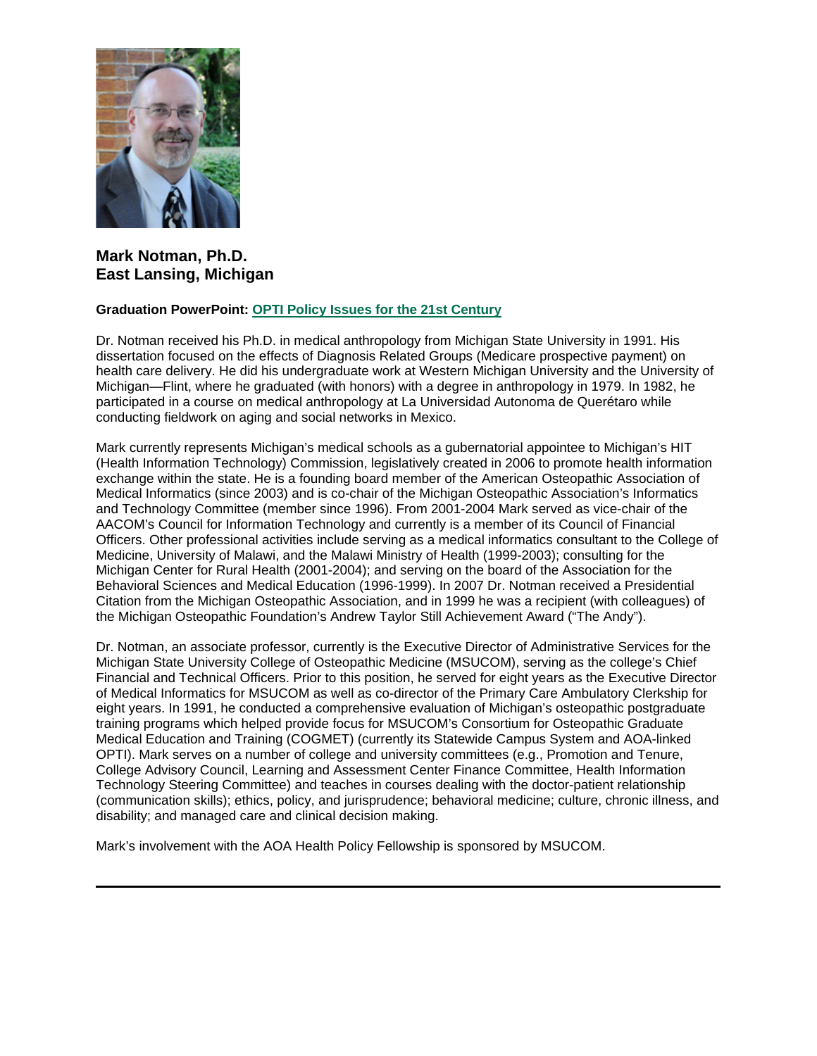**Mark Notman, Ph.D.**
**East Lansing, Michigan**

**Graduation PowerPoint:** OPTI Policy Issues for the 21st Century

Dr. Notman received his Ph.D. in medical anthropology from Michigan State University in 1991. His dissertation focused on the effects of Diagnosis Related Groups (Medicare prospective payment) on health care delivery. He did his undergraduate work at Western Michigan University and the University of Michigan—Flint, where he graduated (with honors) with a degree in anthropology in 1979. In 1982, he participated in a course on medical anthropology at La Universidad Autonoma de Querétaro while conducting fieldwork on aging and social networks in Mexico.

Mark currently represents Michigan's medical schools as a gubernatorial appointee to Michigan's HIT (Health Information Technology) Commission, legislatively created in 2006 to promote health information exchange within the state. He is a founding board member of the American Osteopathic Association of Medical Informatics (since 2003) and is co-chair of the Michigan Osteopathic Association's Informatics and Technology Committee (member since 1996). From 2001-2004 Mark served as vice-chair of the AACOM's Council for Information Technology and currently is a member of its Council of Financial Officers. Other professional activities include serving as a medical informatics consultant to the College of Medicine, University of Malawi, and the Malawi Ministry of Health (1999-2003); consulting for the Michigan Center for Rural Health (2001-2004); and serving on the board of the Association for the Behavioral Sciences and Medical Education (1996-1999). In 2007 Dr. Notman received a Presidential Citation from the Michigan Osteopathic Association, and in 1999 he was a recipient (with colleagues) of the Michigan Osteopathic Foundation's Andrew Taylor Still Achievement Award ("The Andy").

Dr. Notman, an associate professor, currently is the Executive Director of Administrative Services for the Michigan State University College of Osteopathic Medicine (MSUCOM), serving as the college's Chief Financial and Technical Officers. Prior to this position, he served for eight years as the Executive Director of Medical Informatics for MSUCOM as well as co-director of the Primary Care Ambulatory Clerkship for eight years. In 1991, he conducted a comprehensive evaluation of Michigan's osteopathic postgraduate training programs which helped provide focus for MSUCOM's Consortium for Osteopathic Graduate Medical Education and Training (COGMET) (currently its Statewide Campus System and AOA-linked OPTI). Mark serves on a number of college and university committees (e.g., Promotion and Tenure, College Advisory Council, Learning and Assessment Center Finance Committee, Health Information Technology Steering Committee) and teaches in courses dealing with the doctor-patient relationship (communication skills); ethics, policy, and jurisprudence; behavioral medicine; culture, chronic illness, and disability; and managed care and clinical decision making.

Mark's involvement with the AOA Health Policy Fellowship is sponsored by MSUCOM.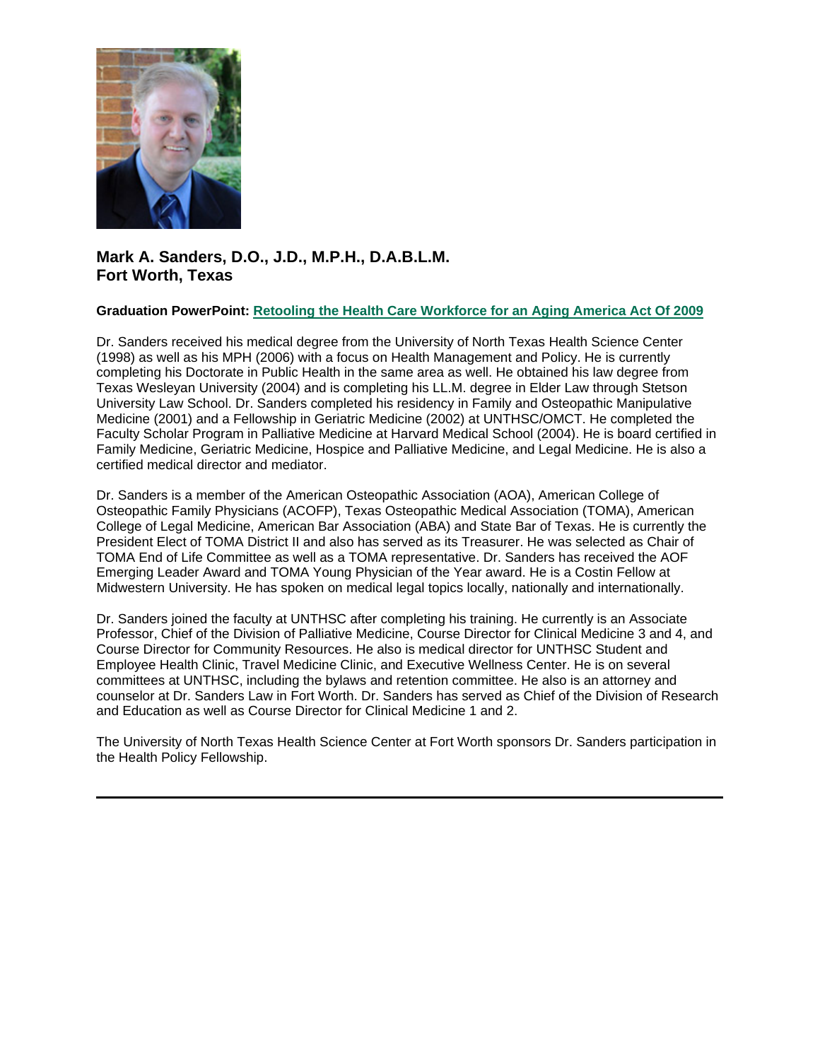**Mark A. Sanders, D.O., J.D., M.P.H., D.A.B.L.M.**
**Fort Worth, Texas**

**Graduation PowerPoint:** Retooling the Health Care Workforce for an Aging America Act Of 2009

Dr. Sanders received his medical degree from the University of North Texas Health Science Center (1998) as well as his MPH (2006) with a focus on Health Management and Policy. He is currently completing his Doctorate in Public Health in the same area as well. He obtained his law degree from Texas Wesleyan University (2004) and is completing his LL.M. degree in Elder Law through Stetson University Law School. Dr. Sanders completed his residency in Family and Osteopathic Manipulative Medicine (2001) and a Fellowship in Geriatric Medicine (2002) at UNTHSC/OMCT. He completed the Faculty Scholar Program in Palliative Medicine at Harvard Medical School (2004). He is board certified in Family Medicine, Geriatric Medicine, Hospice and Palliative Medicine, and Legal Medicine. He is also a certified medical director and mediator.

Dr. Sanders is a member of the American Osteopathic Association (AOA), American College of Osteopathic Family Physicians (ACOFP), Texas Osteopathic Medical Association (TOMA), American College of Legal Medicine, American Bar Association (ABA) and State Bar of Texas. He is currently the President Elect of TOMA District II and also has served as its Treasurer. He was selected as Chair of TOMA End of Life Committee as well as a TOMA representative. Dr. Sanders has received the AOF Emerging Leader Award and TOMA Young Physician of the Year award. He is a Costin Fellow at Midwestern University. He has spoken on medical legal topics locally, nationally and internationally.

Dr. Sanders joined the faculty at UNTHSC after completing his training. He currently is an Associate Professor, Chief of the Division of Palliative Medicine, Course Director for Clinical Medicine 3 and 4, and Course Director for Community Resources. He also is medical director for UNTHSC Student and Employee Health Clinic, Travel Medicine Clinic, and Executive Wellness Center. He is on several committees at UNTHSC, including the bylaws and retention committee. He also is an attorney and counselor at Dr. Sanders Law in Fort Worth. Dr. Sanders has served as Chief of the Division of Research and Education as well as Course Director for Clinical Medicine 1 and 2.

The University of North Texas Health Science Center at Fort Worth sponsors Dr. Sanders participation in the Health Policy Fellowship.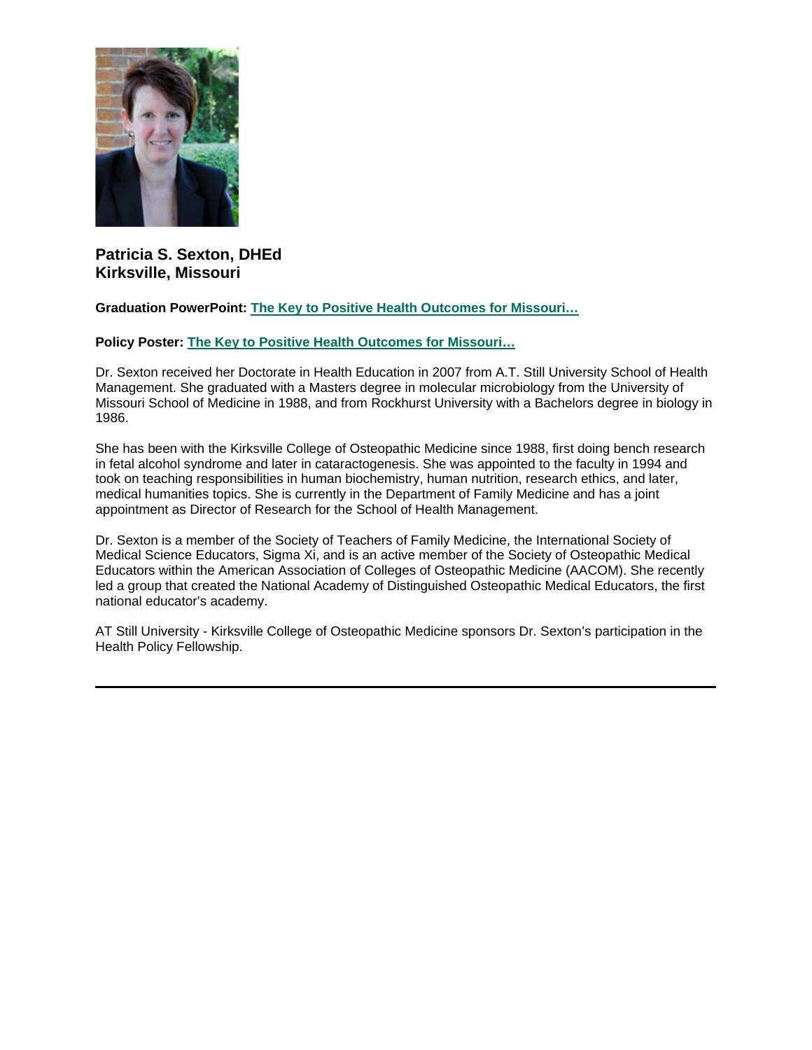**Patricia S. Sexton, DHEd**
**Kirksville, Missouri**

**Graduation PowerPoint: The Key to Positive Health Outcomes for Missouri…**

**Policy Poster: The Key to Positive Health Outcomes for Missouri…**

Dr. Sexton received her Doctorate in Health Education in 2007 from A.T. Still University School of Health Management. She graduated with a Masters degree in molecular microbiology from the University of Missouri School of Medicine in 1988, and from Rockhurst University with a Bachelors degree in biology in 1986.

She has been with the Kirksville College of Osteopathic Medicine since 1988, first doing bench research in fetal alcohol syndrome and later in cataractogenesis. She was appointed to the faculty in 1994 and took on teaching responsibilities in human biochemistry, human nutrition, research ethics, and later, medical humanities topics. She is currently in the Department of Family Medicine and has a joint appointment as Director of Research for the School of Health Management.

Dr. Sexton is a member of the Society of Teachers of Family Medicine, the International Society of Medical Science Educators, Sigma Xi, and is an active member of the Society of Osteopathic Medical Educators within the American Association of Colleges of Osteopathic Medicine (AACOM). She recently led a group that created the National Academy of Distinguished Osteopathic Medical Educators, the first national educator's academy.

AT Still University - Kirksville College of Osteopathic Medicine sponsors Dr. Sexton's participation in the Health Policy Fellowship.

---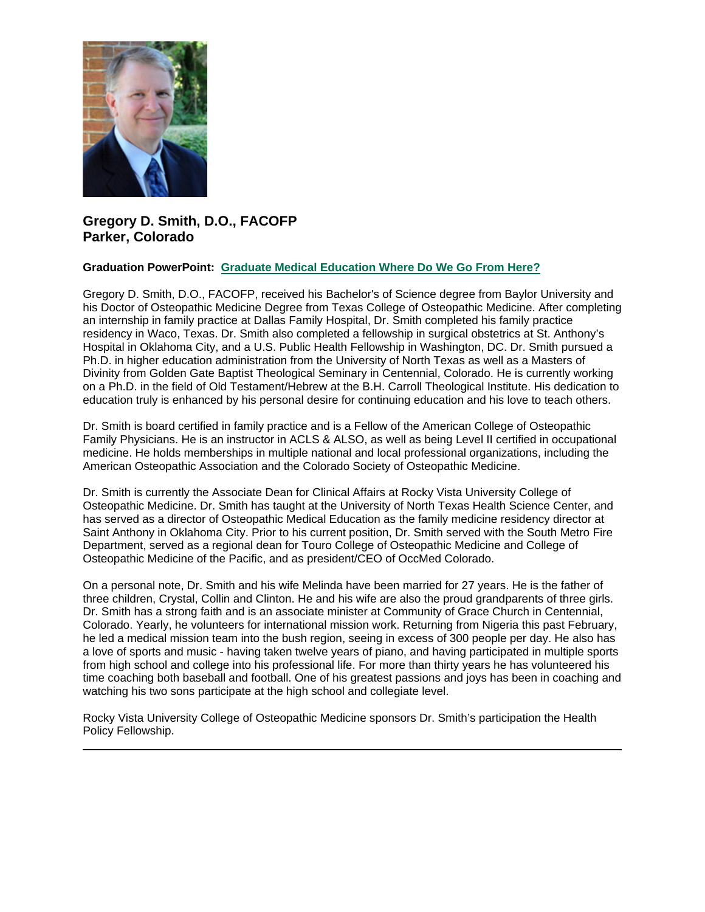**Gregory D. Smith, D.O., FACOFP**
**Parker, Colorado**

**Graduation PowerPoint: Graduate Medical Education Where Do We Go From Here?**

Gregory D. Smith, D.O., FACOFP, received his Bachelor's of Science degree from Baylor University and his Doctor of Osteopathic Medicine Degree from Texas College of Osteopathic Medicine. After completing an internship in family practice at Dallas Family Hospital, Dr. Smith completed his family practice residency in Waco, Texas. Dr. Smith also completed a fellowship in surgical obstetrics at St. Anthony's Hospital in Oklahoma City, and a U.S. Public Health Fellowship in Washington, DC. Dr. Smith pursued a Ph.D. in higher education administration from the University of North Texas as well as a Masters of Divinity from Golden Gate Baptist Theological Seminary in Centennial, Colorado. He is currently working on a Ph.D. in the field of Old Testament/Hebrew at the B.H. Carroll Theological Institute. His dedication to education truly is enhanced by his personal desire for continuing education and his love to teach others.

Dr. Smith is board certified in family practice and is a Fellow of the American College of Osteopathic Family Physicians. He is an instructor in ACLS & ALSO, as well as being Level II certified in occupational medicine. He holds memberships in multiple national and local professional organizations, including the American Osteopathic Association and the Colorado Society of Osteopathic Medicine.

Dr. Smith is currently the Associate Dean for Clinical Affairs at Rocky Vista University College of Osteopathic Medicine. Dr. Smith has taught at the University of North Texas Health Science Center, and has served as a director of Osteopathic Medical Education as the family medicine residency director at Saint Anthony in Oklahoma City. Prior to his current position, Dr. Smith served with the South Metro Fire Department, served as a regional dean for Touro College of Osteopathic Medicine and College of Osteopathic Medicine of the Pacific, and as president/CEO of OccMed Colorado.

On a personal note, Dr. Smith and his wife Melinda have been married for 27 years. He is the father of three children, Crystal, Collin and Clinton. He and his wife are also the proud grandparents of three girls. Dr. Smith has a strong faith and is an associate minister at Community of Grace Church in Centennial, Colorado. Yearly, he volunteers for international mission work. Returning from Nigeria this past February, he led a medical mission team into the bush region, seeing in excess of 300 people per day. He also has a love of sports and music - having taken twelve years of piano, and having participated in multiple sports from high school and college into his professional life. For more than thirty years he has volunteered his time coaching both baseball and football. One of his greatest passions and joys has been in coaching and watching his two sons participate at the high school and collegiate level.

Rocky Vista University College of Osteopathic Medicine sponsors Dr. Smith's participation the Health Policy Fellowship.

---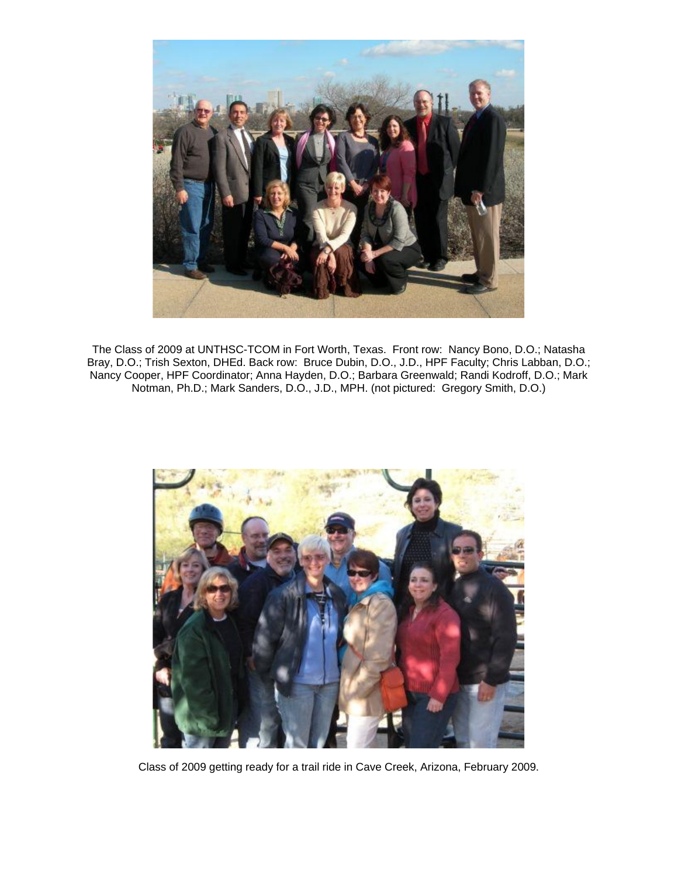The Class of 2009 at UNTHSC-TCOM in Fort Worth, Texas. Front row: Nancy Bono, D.O.; Natasha Bray, D.O.; Trish Sexton, DHEd. Back row: Bruce Dubin, D.O., J.D., HPF Faculty; Chris Labban, D.O.; Nancy Cooper, HPF Coordinator; Anna Hayden, D.O.; Barbara Greenwald; Randi Kodroff, D.O.; Mark Notman, Ph.D.; Mark Sanders, D.O., J.D., MPH. (not pictured: Gregory Smith, D.O.)

Class of 2009 getting ready for a trail ride in Cave Creek, Arizona, February 2009.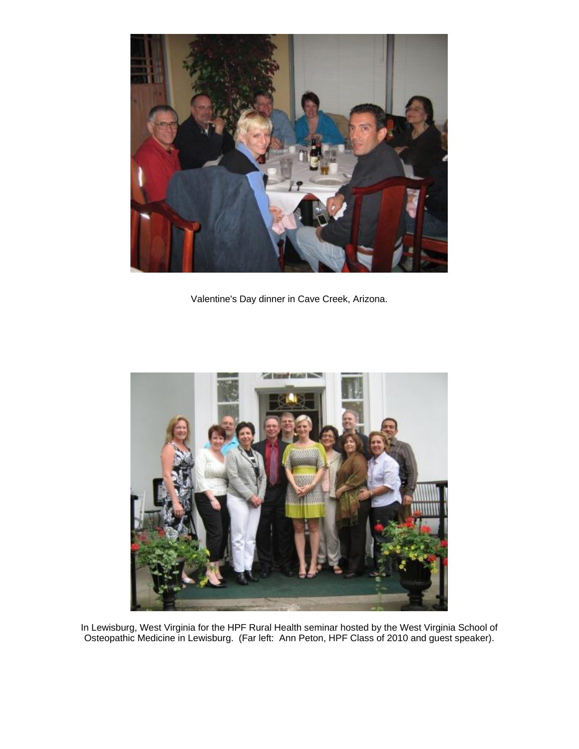Valentine's Day dinner in Cave Creek, Arizona.

In Lewisburg, West Virginia for the HPF Rural Health seminar hosted by the West Virginia School of Osteopathic Medicine in Lewisburg. (Far left: Ann Peton, HPF Class of 2010 and guest speaker).